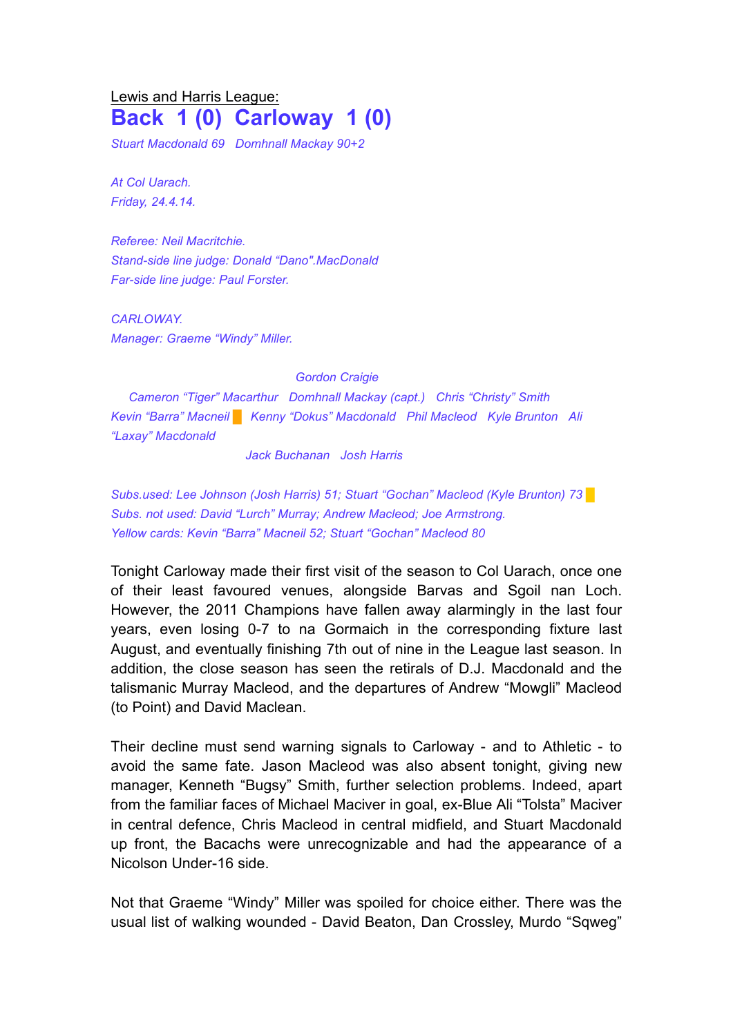<u>Lewis and Harris League:</u>

# Back 1 (0) Carloway 1 (0)

*Stuart Macdonald 69 Domhnall Mackay 90+2*

*At Col Uarach.*
*Friday, 24.4.14.*

*Referee: Neil Macritchie.*
*Stand-side line judge: Donald "Dano".MacDonald*
*Far-side line judge: Paul Forster.*

*CARLOWAY.*
*Manager: Graeme "Windy" Miller.*

*Gordon Craigie*

*Cameron "Tiger" Macarthur Domhnall Mackay (capt.) Chris "Christy" Smith*

*Kevin "Barra" Macneil 🟨 Kenny "Dokus" Macdonald Phil Macleod Kyle Brunton Ali "Laxay" Macdonald*

*Jack Buchanan Josh Harris*

*Subs.used: Lee Johnson (Josh Harris) 51; Stuart "Gochan" Macleod (Kyle Brunton) 73 🟨*
*Subs. not used: David "Lurch" Murray; Andrew Macleod; Joe Armstrong.*
*Yellow cards: Kevin "Barra" Macneil 52; Stuart "Gochan" Macleod 80*

Tonight Carloway made their first visit of the season to Col Uarach, once one of their least favoured venues, alongside Barvas and Sgoil nan Loch. However, the 2011 Champions have fallen away alarmingly in the last four years, even losing 0-7 to na Gormaich in the corresponding fixture last August, and eventually finishing 7th out of nine in the League last season. In addition, the close season has seen the retirals of D.J. Macdonald and the talismanic Murray Macleod, and the departures of Andrew "Mowgli" Macleod (to Point) and David Maclean.

Their decline must send warning signals to Carloway - and to Athletic - to avoid the same fate. Jason Macleod was also absent tonight, giving new manager, Kenneth "Bugsy" Smith, further selection problems. Indeed, apart from the familiar faces of Michael Maciver in goal, ex-Blue Ali "Tolsta" Maciver in central defence, Chris Macleod in central midfield, and Stuart Macdonald up front, the Bacachs were unrecognizable and had the appearance of a Nicolson Under-16 side.

Not that Graeme "Windy" Miller was spoiled for choice either. There was the usual list of walking wounded - David Beaton, Dan Crossley, Murdo "Sqweg"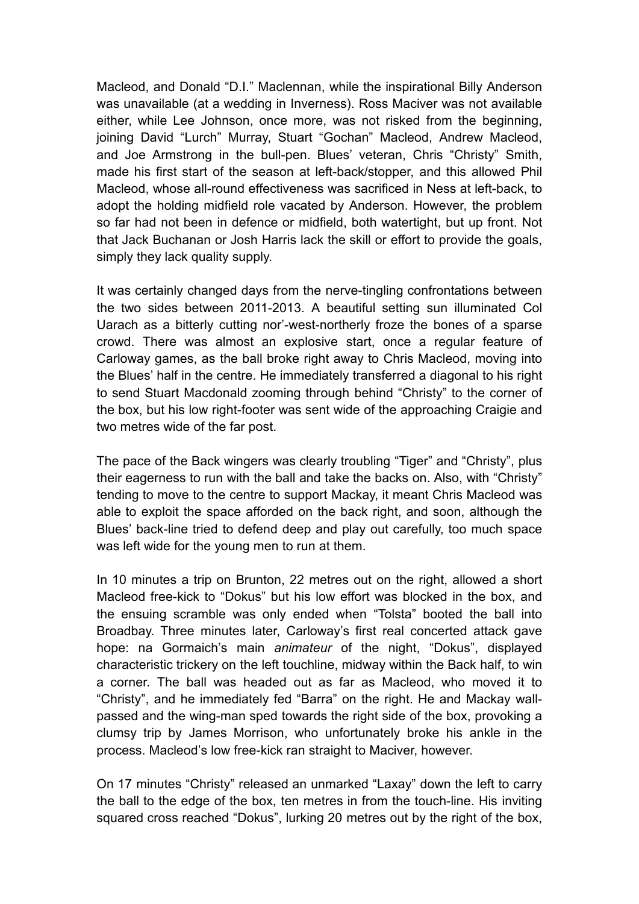Macleod, and Donald "D.I." Maclennan, while the inspirational Billy Anderson was unavailable (at a wedding in Inverness). Ross Maciver was not available either, while Lee Johnson, once more, was not risked from the beginning, joining David "Lurch" Murray, Stuart "Gochan" Macleod, Andrew Macleod, and Joe Armstrong in the bull-pen. Blues' veteran, Chris "Christy" Smith, made his first start of the season at left-back/stopper, and this allowed Phil Macleod, whose all-round effectiveness was sacrificed in Ness at left-back, to adopt the holding midfield role vacated by Anderson. However, the problem so far had not been in defence or midfield, both watertight, but up front. Not that Jack Buchanan or Josh Harris lack the skill or effort to provide the goals, simply they lack quality supply.

It was certainly changed days from the nerve-tingling confrontations between the two sides between 2011-2013. A beautiful setting sun illuminated Col Uarach as a bitterly cutting nor'-west-northerly froze the bones of a sparse crowd. There was almost an explosive start, once a regular feature of Carloway games, as the ball broke right away to Chris Macleod, moving into the Blues' half in the centre. He immediately transferred a diagonal to his right to send Stuart Macdonald zooming through behind "Christy" to the corner of the box, but his low right-footer was sent wide of the approaching Craigie and two metres wide of the far post.

The pace of the Back wingers was clearly troubling "Tiger" and "Christy", plus their eagerness to run with the ball and take the backs on. Also, with "Christy" tending to move to the centre to support Mackay, it meant Chris Macleod was able to exploit the space afforded on the back right, and soon, although the Blues' back-line tried to defend deep and play out carefully, too much space was left wide for the young men to run at them.

In 10 minutes a trip on Brunton, 22 metres out on the right, allowed a short Macleod free-kick to "Dokus" but his low effort was blocked in the box, and the ensuing scramble was only ended when "Tolsta" booted the ball into Broadbay. Three minutes later, Carloway's first real concerted attack gave hope: na Gormaich's main *animateur* of the night, "Dokus", displayed characteristic trickery on the left touchline, midway within the Back half, to win a corner. The ball was headed out as far as Macleod, who moved it to "Christy", and he immediately fed "Barra" on the right. He and Mackay wall-passed and the wing-man sped towards the right side of the box, provoking a clumsy trip by James Morrison, who unfortunately broke his ankle in the process. Macleod's low free-kick ran straight to Maciver, however.

On 17 minutes "Christy" released an unmarked "Laxay" down the left to carry the ball to the edge of the box, ten metres in from the touch-line. His inviting squared cross reached "Dokus", lurking 20 metres out by the right of the box,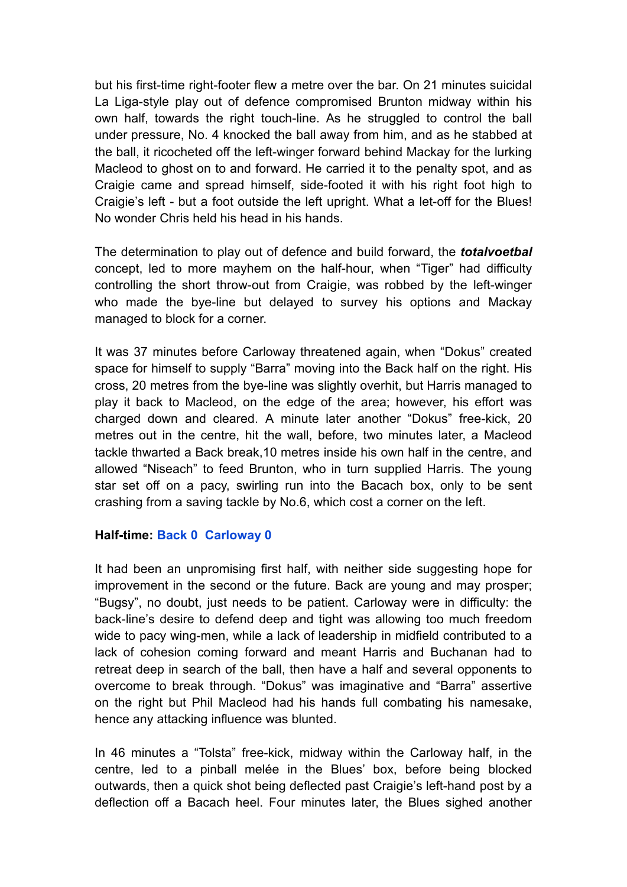but his first-time right-footer flew a metre over the bar. On 21 minutes suicidal La Liga-style play out of defence compromised Brunton midway within his own half, towards the right touch-line. As he struggled to control the ball under pressure, No. 4 knocked the ball away from him, and as he stabbed at the ball, it ricocheted off the left-winger forward behind Mackay for the lurking Macleod to ghost on to and forward. He carried it to the penalty spot, and as Craigie came and spread himself, side-footed it with his right foot high to Craigie's left - but a foot outside the left upright. What a let-off for the Blues! No wonder Chris held his head in his hands.

The determination to play out of defence and build forward, the ***totalvoetbal*** concept, led to more mayhem on the half-hour, when "Tiger" had difficulty controlling the short throw-out from Craigie, was robbed by the left-winger who made the bye-line but delayed to survey his options and Mackay managed to block for a corner.

It was 37 minutes before Carloway threatened again, when "Dokus" created space for himself to supply "Barra" moving into the Back half on the right. His cross, 20 metres from the bye-line was slightly overhit, but Harris managed to play it back to Macleod, on the edge of the area; however, his effort was charged down and cleared. A minute later another "Dokus" free-kick, 20 metres out in the centre, hit the wall, before, two minutes later, a Macleod tackle thwarted a Back break,10 metres inside his own half in the centre, and allowed "Niseach" to feed Brunton, who in turn supplied Harris. The young star set off on a pacy, swirling run into the Bacach box, only to be sent crashing from a saving tackle by No.6, which cost a corner on the left.

**Half-time: Back 0  Carloway 0**

It had been an unpromising first half, with neither side suggesting hope for improvement in the second or the future. Back are young and may prosper; "Bugsy", no doubt, just needs to be patient. Carloway were in difficulty: the back-line's desire to defend deep and tight was allowing too much freedom wide to pacy wing-men, while a lack of leadership in midfield contributed to a lack of cohesion coming forward and meant Harris and Buchanan had to retreat deep in search of the ball, then have a half and several opponents to overcome to break through. "Dokus" was imaginative and "Barra" assertive on the right but Phil Macleod had his hands full combating his namesake, hence any attacking influence was blunted.

In 46 minutes a "Tolsta" free-kick, midway within the Carloway half, in the centre, led to a pinball melée in the Blues' box, before being blocked outwards, then a quick shot being deflected past Craigie's left-hand post by a deflection off a Bacach heel. Four minutes later, the Blues sighed another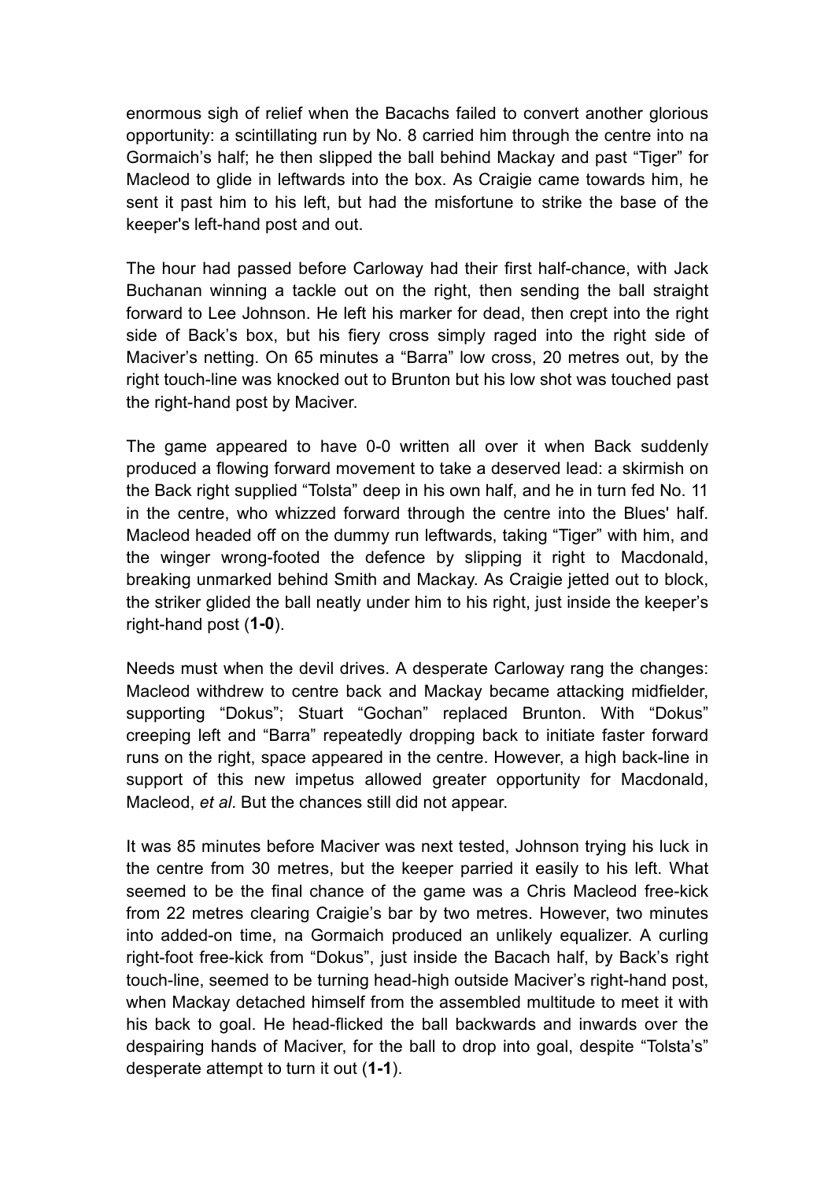enormous sigh of relief when the Bacachs failed to convert another glorious opportunity: a scintillating run by No. 8 carried him through the centre into na Gormaich's half; he then slipped the ball behind Mackay and past "Tiger" for Macleod to glide in leftwards into the box. As Craigie came towards him, he sent it past him to his left, but had the misfortune to strike the base of the keeper's left-hand post and out.

The hour had passed before Carloway had their first half-chance, with Jack Buchanan winning a tackle out on the right, then sending the ball straight forward to Lee Johnson. He left his marker for dead, then crept into the right side of Back's box, but his fiery cross simply raged into the right side of Maciver's netting. On 65 minutes a "Barra" low cross, 20 metres out, by the right touch-line was knocked out to Brunton but his low shot was touched past the right-hand post by Maciver.

The game appeared to have 0-0 written all over it when Back suddenly produced a flowing forward movement to take a deserved lead: a skirmish on the Back right supplied "Tolsta" deep in his own half, and he in turn fed No. 11 in the centre, who whizzed forward through the centre into the Blues' half. Macleod headed off on the dummy run leftwards, taking "Tiger" with him, and the winger wrong-footed the defence by slipping it right to Macdonald, breaking unmarked behind Smith and Mackay. As Craigie jetted out to block, the striker glided the ball neatly under him to his right, just inside the keeper's right-hand post (**1-0**).

Needs must when the devil drives. A desperate Carloway rang the changes: Macleod withdrew to centre back and Mackay became attacking midfielder, supporting "Dokus"; Stuart "Gochan" replaced Brunton. With "Dokus" creeping left and "Barra" repeatedly dropping back to initiate faster forward runs on the right, space appeared in the centre. However, a high back-line in support of this new impetus allowed greater opportunity for Macdonald, Macleod, *et al*. But the chances still did not appear.

It was 85 minutes before Maciver was next tested, Johnson trying his luck in the centre from 30 metres, but the keeper parried it easily to his left. What seemed to be the final chance of the game was a Chris Macleod free-kick from 22 metres clearing Craigie's bar by two metres. However, two minutes into added-on time, na Gormaich produced an unlikely equalizer. A curling right-foot free-kick from "Dokus", just inside the Bacach half, by Back's right touch-line, seemed to be turning head-high outside Maciver's right-hand post, when Mackay detached himself from the assembled multitude to meet it with his back to goal. He head-flicked the ball backwards and inwards over the despairing hands of Maciver, for the ball to drop into goal, despite "Tolsta's" desperate attempt to turn it out (**1-1**).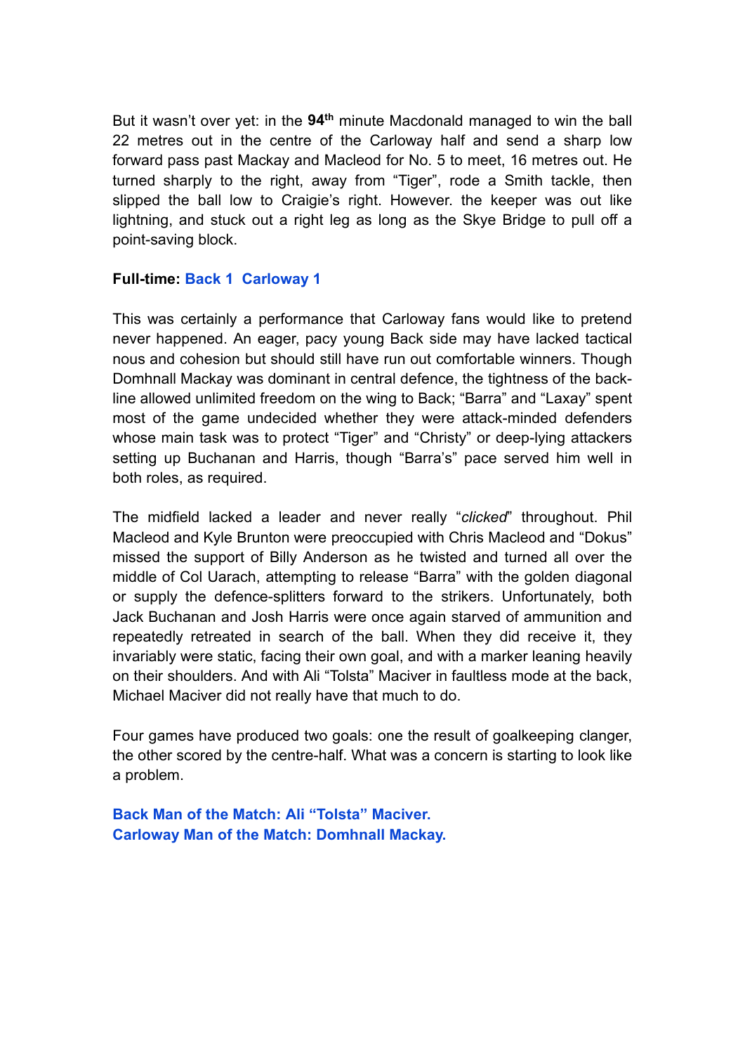But it wasn't over yet: in the **94th** minute Macdonald managed to win the ball 22 metres out in the centre of the Carloway half and send a sharp low forward pass past Mackay and Macleod for No. 5 to meet, 16 metres out. He turned sharply to the right, away from "Tiger", rode a Smith tackle, then slipped the ball low to Craigie's right. However. the keeper was out like lightning, and stuck out a right leg as long as the Skye Bridge to pull off a point-saving block.

**Full-time: Back 1 Carloway 1**

This was certainly a performance that Carloway fans would like to pretend never happened. An eager, pacy young Back side may have lacked tactical nous and cohesion but should still have run out comfortable winners. Though Domhnall Mackay was dominant in central defence, the tightness of the back-line allowed unlimited freedom on the wing to Back; "Barra" and "Laxay" spent most of the game undecided whether they were attack-minded defenders whose main task was to protect "Tiger" and "Christy" or deep-lying attackers setting up Buchanan and Harris, though "Barra's" pace served him well in both roles, as required.

The midfield lacked a leader and never really "*clicked*" throughout. Phil Macleod and Kyle Brunton were preoccupied with Chris Macleod and "Dokus" missed the support of Billy Anderson as he twisted and turned all over the middle of Col Uarach, attempting to release "Barra" with the golden diagonal or supply the defence-splitters forward to the strikers. Unfortunately, both Jack Buchanan and Josh Harris were once again starved of ammunition and repeatedly retreated in search of the ball. When they did receive it, they invariably were static, facing their own goal, and with a marker leaning heavily on their shoulders. And with Ali "Tolsta" Maciver in faultless mode at the back, Michael Maciver did not really have that much to do.

Four games have produced two goals: one the result of goalkeeping clanger, the other scored by the centre-half. What was a concern is starting to look like a problem.

**Back Man of the Match: Ali "Tolsta" Maciver.**
**Carloway Man of the Match: Domhnall Mackay.**